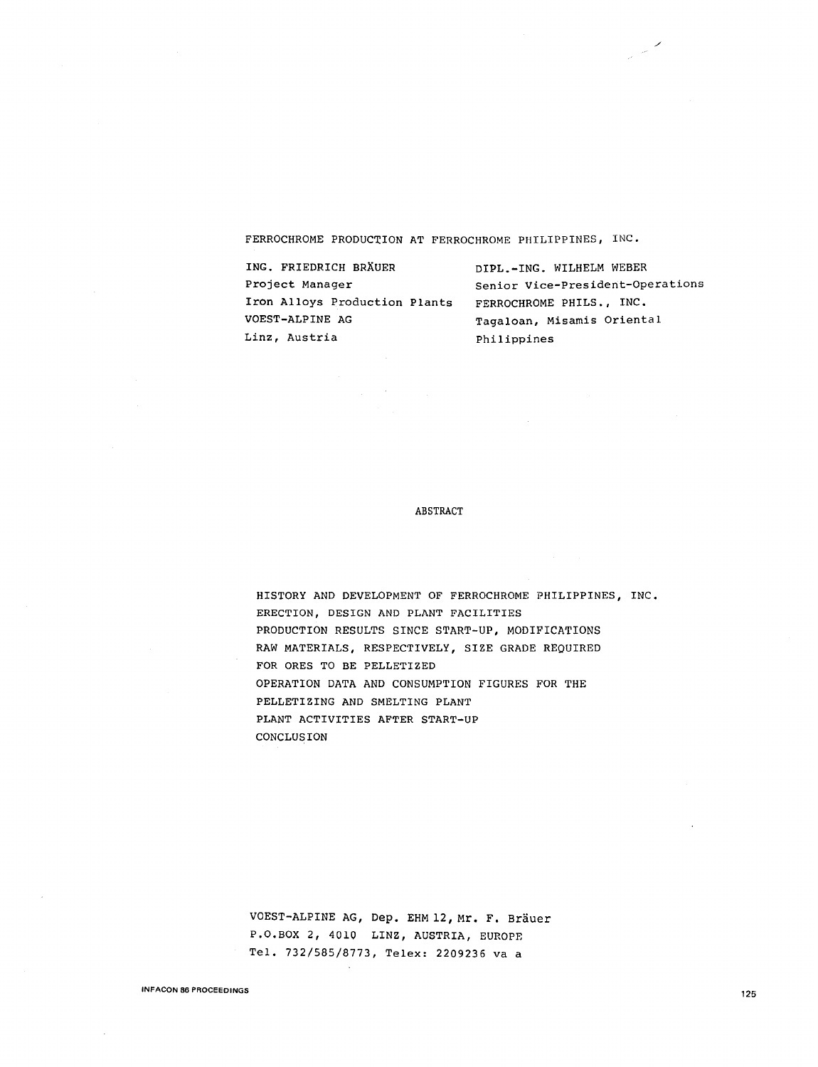// FERROCHROME PRODUCTION AT FERROCHROME PHILIPPINES, INC.

ING. FRIEDRICH BRÄUER
Project Manager
Iron Alloys Production Plants
VOEST-ALPINE AG
Linz, Austria

DIPL.-ING. WILHELM WEBER
Senior Vice-President-Operations
FERROCHROME PHILS., INC.
Tagaloan, Misamis Oriental
Philippines

## ABSTRACT

HISTORY AND DEVELOPMENT OF FERROCHROME PHILIPPINES, INC.
ERECTION, DESIGN AND PLANT FACILITIES
PRODUCTION RESULTS SINCE START-UP, MODIFICATIONS
RAW MATERIALS, RESPECTIVELY, SIZE GRADE REQUIRED FOR ORES TO BE PELLETIZED
OPERATION DATA AND CONSUMPTION FIGURES FOR THE PELLETIZING AND SMELTING PLANT
PLANT ACTIVITIES AFTER START-UP
CONCLUSION

VOEST-ALPINE AG, Dep. EHM 12, Mr. F. Bräuer
P.O.BOX 2, 4010 LINZ, AUSTRIA, EUROPE
Tel. 732/585/8773, Telex: 2209236 va a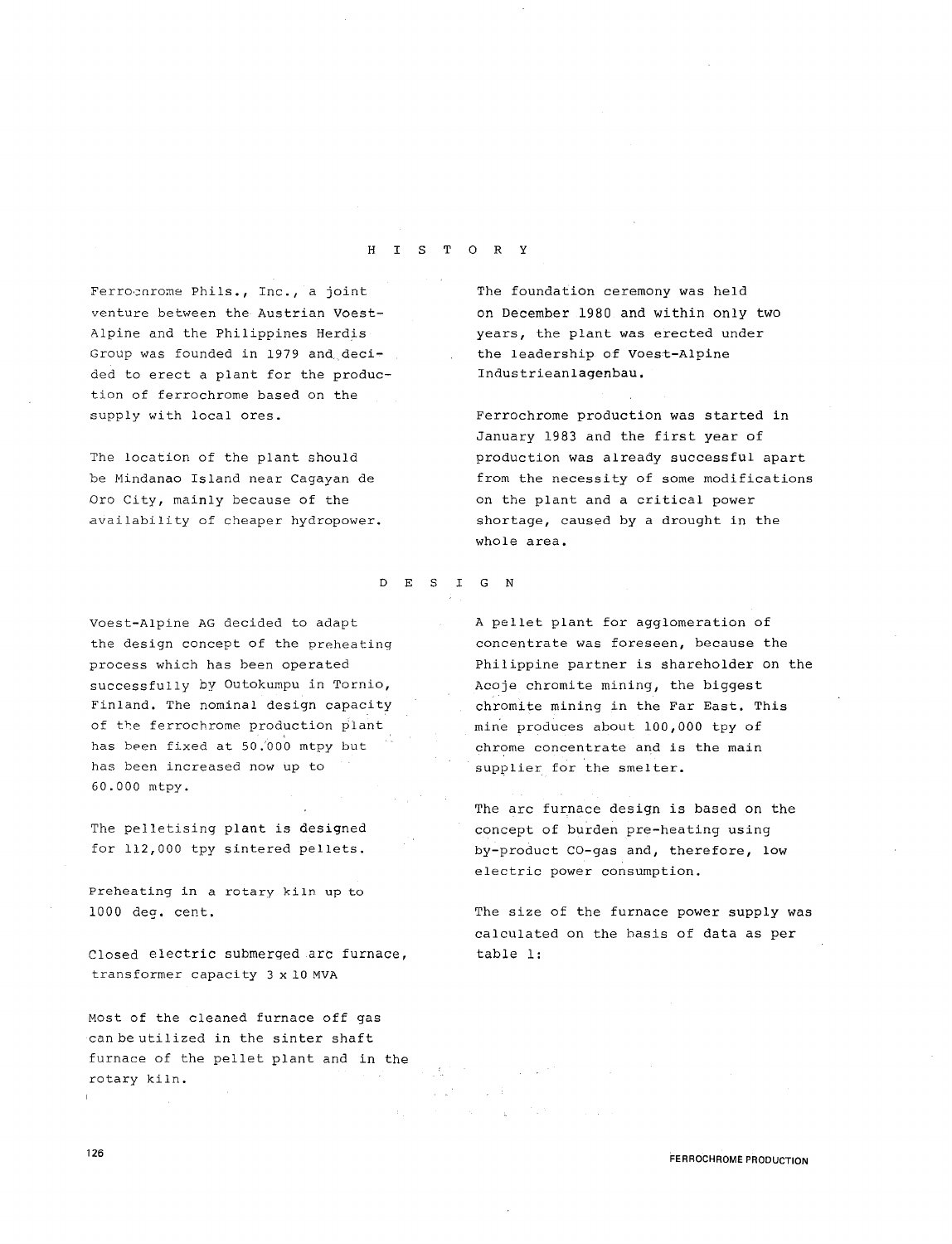## HISTORY

Ferrochrome Phils., Inc., a joint venture between the Austrian Voest-Alpine and the Philippines Herdis Group was founded in 1979 and decided to erect a plant for the production of ferrochrome based on the supply with local ores.

The location of the plant should be Mindanao Island near Cagayan de Oro City, mainly because of the availability of cheaper hydropower.

The foundation ceremony was held on December 1980 and within only two years, the plant was erected under the leadership of Voest-Alpine Industrieanlagenbau.

Ferrochrome production was started in January 1983 and the first year of production was already successful apart from the necessity of some modifications on the plant and a critical power shortage, caused by a drought in the whole area.

## DESIGN

Voest-Alpine AG decided to adapt the design concept of the preheating process which has been operated successfully by Outokumpu in Tornio, Finland. The nominal design capacity of the ferrochrome production plant has been fixed at 50.000 mtpy but has been increased now up to 60.000 mtpy.

The pelletising plant is designed for 112,000 tpy sintered pellets.

Preheating in a rotary kiln up to 1000 deg. cent.

Closed electric submerged arc furnace, transformer capacity 3 x 10 MVA

Most of the cleaned furnace off gas can be utilized in the sinter shaft furnace of the pellet plant and in the rotary kiln.

A pellet plant for agglomeration of concentrate was foreseen, because the Philippine partner is shareholder on the Acoje chromite mining, the biggest chromite mining in the Far East. This mine produces about 100,000 tpy of chrome concentrate and is the main supplier for the smelter.

The arc furnace design is based on the concept of burden pre-heating using by-product CO-gas and, therefore, low electric power consumption.

The size of the furnace power supply was calculated on the basis of data as per table 1: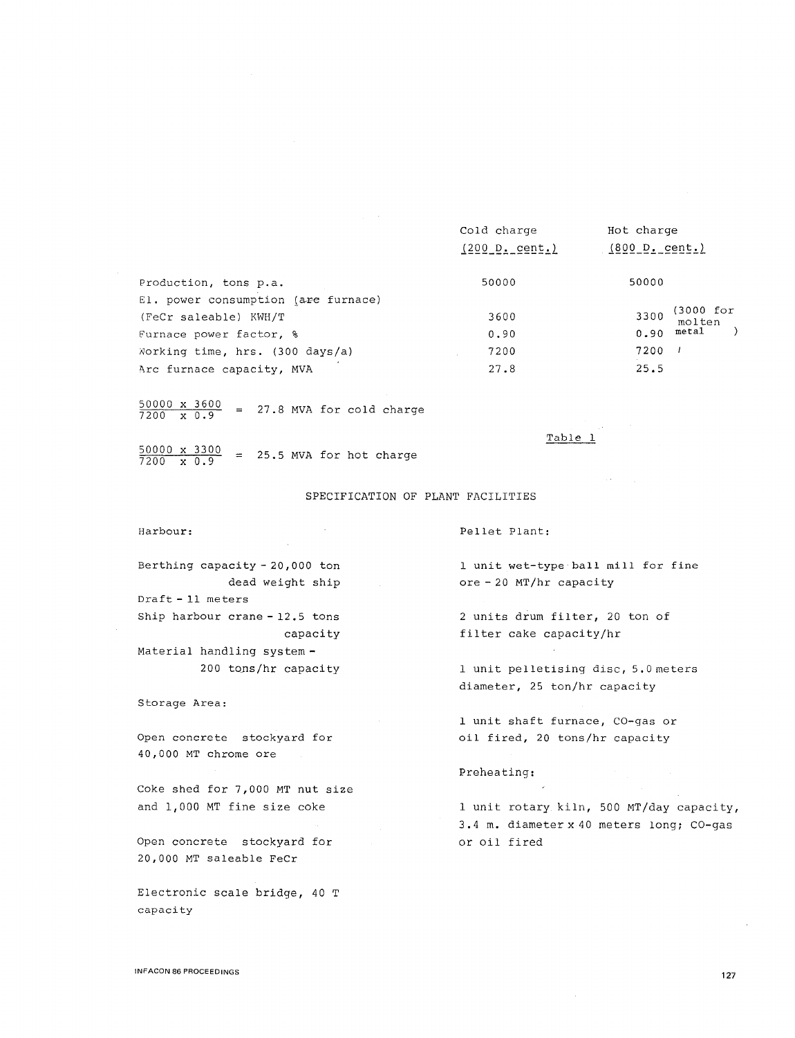| | Cold charge (200 D. cent.) | Hot charge (800 D. cent.) |
|---|---|---|
| Production, tons p.a. | 50000 | 50000 |
| El. power consumption (arc furnace) (FeCr saleable) KWH/T | 3600 | 3300 (3000 for molten metal) |
| Furnace power factor, % | 0.90 | 0.90 |
| Working time, hrs. (300 days/a) | 7200 | 7200 |
| Arc furnace capacity, MVA | 27.8 | 25.5 |

$$\frac{50000 \times 3600}{7200 \times 0.9} = 27.8 \text{ MVA for cold charge}$$

$$\frac{50000 \times 3300}{7200 \times 0.9} = 25.5 \text{ MVA for hot charge}$$

Table 1

## SPECIFICATION OF PLANT FACILITIES

Harbour:

Berthing capacity - 20,000 ton dead weight ship

Draft - 11 meters

Ship harbour crane - 12.5 tons capacity

Material handling system - 200 tons/hr capacity

Storage Area:

Open concrete stockyard for 40,000 MT chrome ore

Coke shed for 7,000 MT nut size and 1,000 MT fine size coke

Open concrete stockyard for 20,000 MT saleable FeCr

Electronic scale bridge, 40 T capacity

Pellet Plant:

1 unit wet-type ball mill for fine ore - 20 MT/hr capacity

2 units drum filter, 20 ton of filter cake capacity/hr

1 unit pelletising disc, 5.0 meters diameter, 25 ton/hr capacity

1 unit shaft furnace, CO-gas or oil fired, 20 tons/hr capacity

Preheating:

1 unit rotary kiln, 500 MT/day capacity, 3.4 m. diameter x 40 meters long; CO-gas or oil fired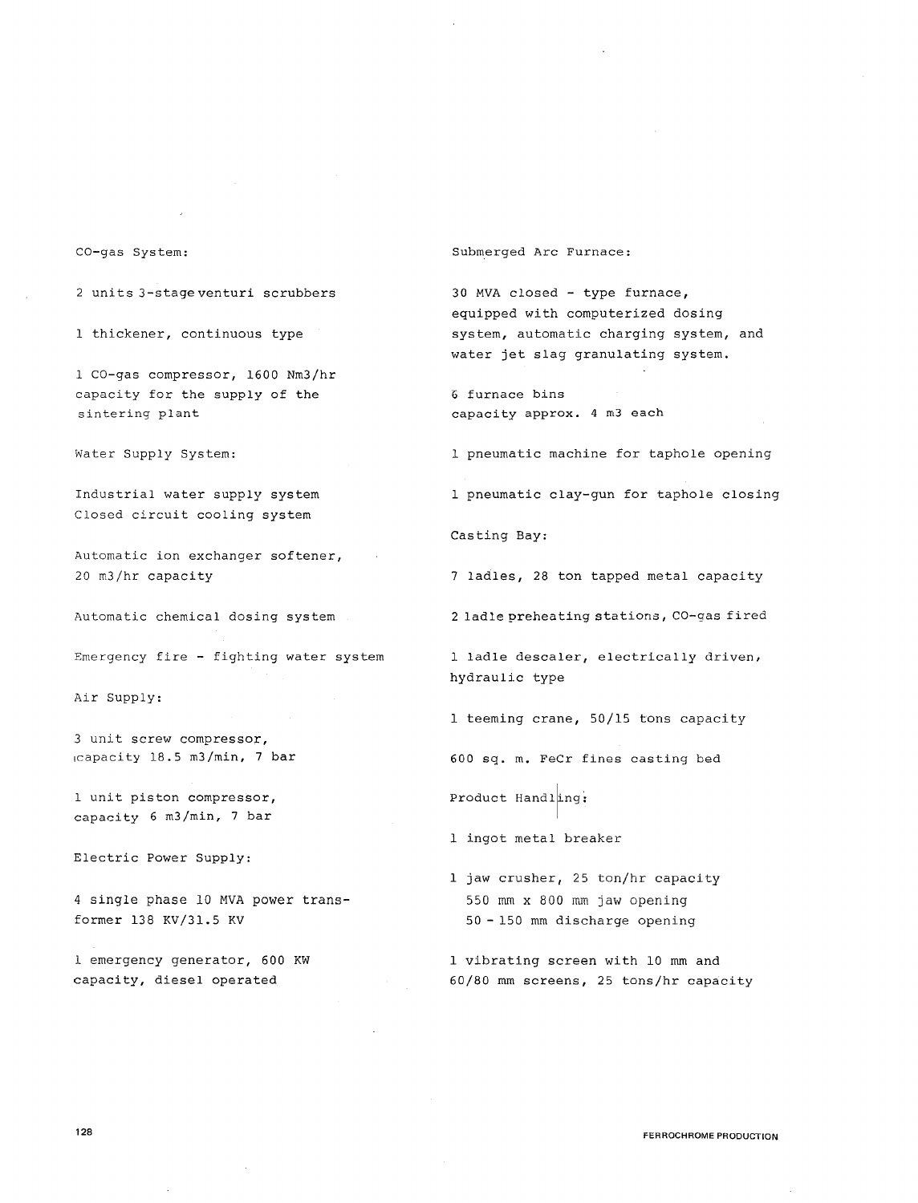CO-gas System:

2 units 3-stage venturi scrubbers

1 thickener, continuous type

1 CO-gas compressor, 1600 Nm3/hr capacity for the supply of the sintering plant

Water Supply System:

Industrial water supply system
Closed circuit cooling system

Automatic ion exchanger softener, 20 m3/hr capacity

Automatic chemical dosing system

Emergency fire - fighting water system

Air Supply:

3 unit screw compressor, capacity 18.5 m3/min, 7 bar

1 unit piston compressor, capacity 6 m3/min, 7 bar

Electric Power Supply:

4 single phase 10 MVA power transformer 138 KV/31.5 KV

1 emergency generator, 600 KW capacity, diesel operated

Submerged Arc Furnace:

30 MVA closed - type furnace, equipped with computerized dosing system, automatic charging system, and water jet slag granulating system.

6 furnace bins
capacity approx. 4 m3 each

1 pneumatic machine for taphole opening

1 pneumatic clay-gun for taphole closing

Casting Bay:

7 ladles, 28 ton tapped metal capacity

2 ladle preheating stations, CO-gas fired

1 ladle descaler, electrically driven, hydraulic type

1 teeming crane, 50/15 tons capacity

600 sq. m. FeCr fines casting bed

Product Handling:

1 ingot metal breaker

1 jaw crusher, 25 ton/hr capacity
550 mm x 800 mm jaw opening
50 - 150 mm discharge opening

1 vibrating screen with 10 mm and 60/80 mm screens, 25 tons/hr capacity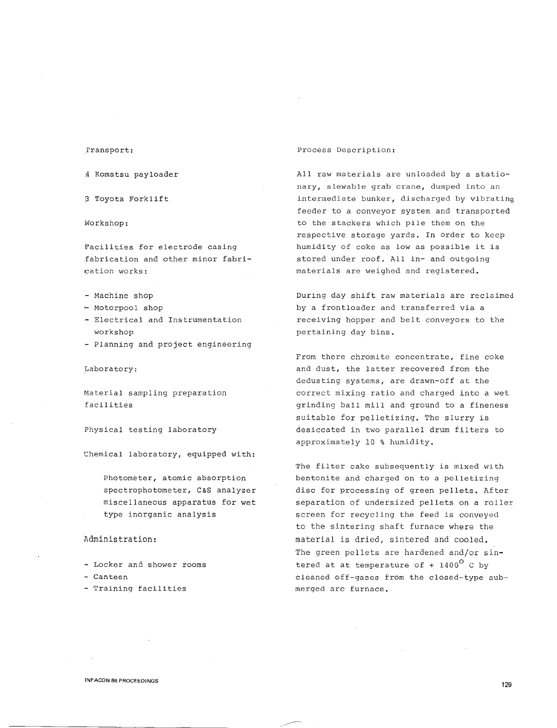Transport:

4 Komatsu payloader

3 Toyota Forklift

Workshop:

Facilities for electrode casing fabrication and other minor fabrication works:

- Machine shop
- Motorpool shop
- Electrical and Instrumentation workshop
- Planning and project engineering

Laboratory:

Material sampling preparation facilities

Physical testing laboratory

Chemical laboratory, equipped with:

Photometer, atomic absorption spectrophotometer, C&S analyzer miscellaneous apparatus for wet type inorganic analysis

Administration:

- Locker and shower rooms
- Canteen
- Training facilities

Process Description:

All raw materials are unloaded by a stationary, slewable grab crane, dumped into an intermediate bunker, discharged by vibrating feeder to a conveyor system and transported to the stackers which pile them on the respective storage yards. In order to keep humidity of coke as low as possible it is stored under roof. All in- and outgoing materials are weighed and registered.

During day shift raw materials are reclaimed by a frontloader and transferred via a receiving hopper and belt conveyors to the pertaining day bins.

From there chromite concentrate, fine coke and dust, the latter recovered from the dedusting systems, are drawn-off at the correct mixing ratio and charged into a wet grinding ball mill and ground to a fineness suitable for pelletizing. The slurry is desiccated in two parallel drum filters to approximately 10 % humidity.

The filter cake subsequently is mixed with bentonite and charged on to a pelletizing disc for processing of green pellets. After separation of undersized pellets on a roller screen for recycling the feed is conveyed to the sintering shaft furnace where the material is dried, sintered and cooled. The green pellets are hardened and/or sintered at at temperature of + 1400° C by cleaned off-gases from the closed-type submerged arc furnace.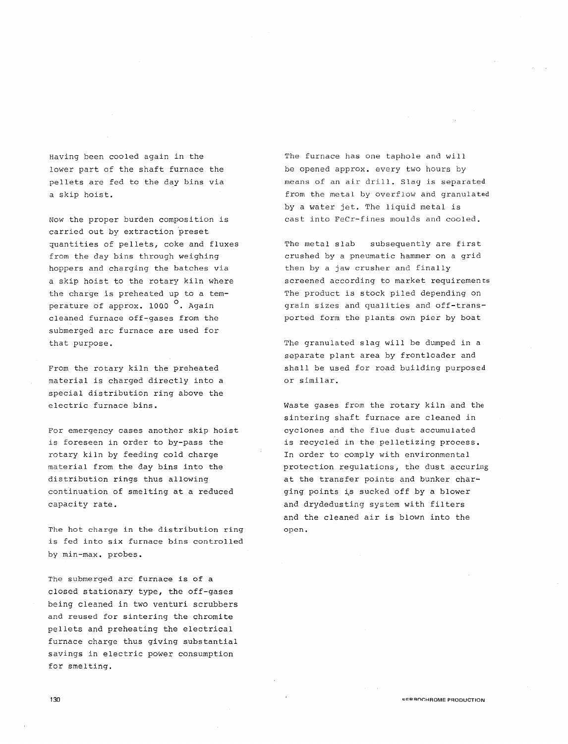Having been cooled again in the lower part of the shaft furnace the pellets are fed to the day bins via a skip hoist.

Now the proper burden composition is carried out by extraction preset quantities of pellets, coke and fluxes from the day bins through weighing hoppers and charging the batches via a skip hoist to the rotary kiln where the charge is preheated up to a temperature of approx. 1000 °. Again cleaned furnace off-gases from the submerged arc furnace are used for that purpose.

From the rotary kiln the preheated material is charged directly into a special distribution ring above the electric furnace bins.

For emergency cases another skip hoist is foreseen in order to by-pass the rotary kiln by feeding cold charge material from the day bins into the distribution rings thus allowing continuation of smelting at a reduced capacity rate.

The hot charge in the distribution ring is fed into six furnace bins controlled by min-max. probes.

The submerged arc furnace is of a closed stationary type, the off-gases being cleaned in two venturi scrubbers and reused for sintering the chromite pellets and preheating the electrical furnace charge thus giving substantial savings in electric power consumption for smelting.

The furnace has one taphole and will be opened approx. every two hours by means of an air drill. Slag is separated from the metal by overflow and granulated by a water jet. The liquid metal is cast into FeCr-fines moulds and cooled.

The metal slab subsequently are first crushed by a pneumatic hammer on a grid then by a jaw crusher and finally screened according to market requirements The product is stock piled depending on grain sizes and qualities and off-transported form the plants own pier by boat

The granulated slag will be dumped in a separate plant area by frontloader and shall be used for road building purposed or similar.

Waste gases from the rotary kiln and the sintering shaft furnace are cleaned in cyclones and the flue dust accumulated is recycled in the pelletizing process. In order to comply with environmental protection regulations, the dust accuring at the transfer points and bunker charging points is sucked off by a blower and drydedusting system with filters and the cleaned air is blown into the open.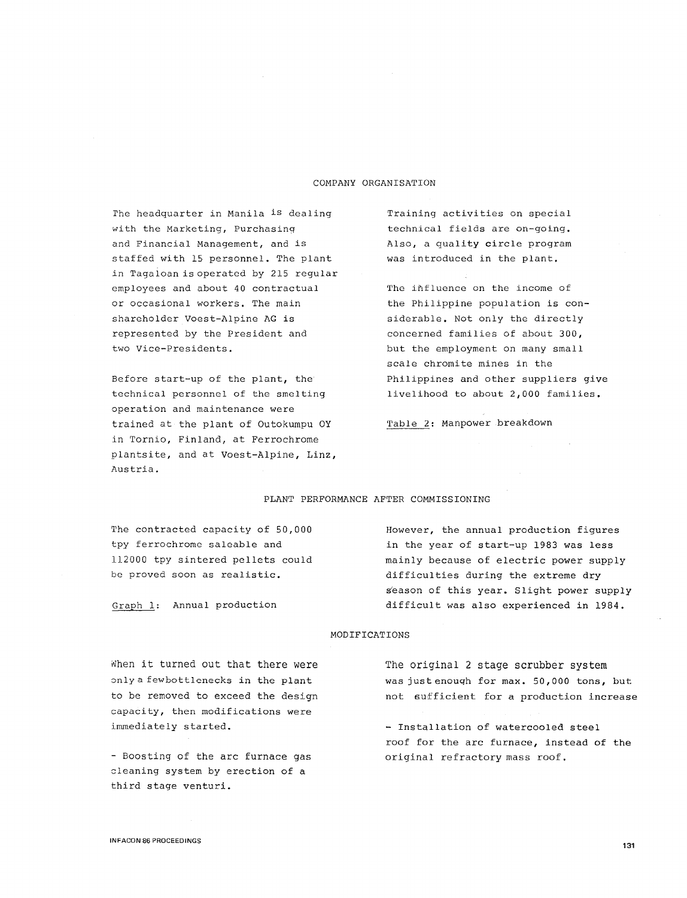## COMPANY ORGANISATION

The headquarter in Manila is dealing with the Marketing, Purchasing and Financial Management, and is staffed with 15 personnel. The plant in Tagaloan is operated by 215 regular employees and about 40 contractual or occasional workers. The main shareholder Voest-Alpine AG is represented by the President and two Vice-Presidents.

Before start-up of the plant, the technical personnel of the smelting operation and maintenance were trained at the plant of Outokumpu OY in Tornio, Finland, at Ferrochrome plantsite, and at Voest-Alpine, Linz, Austria.

Training activities on special technical fields are on-going. Also, a quality circle program was introduced in the plant.

The influence on the income of the Philippine population is considerable. Not only the directly concerned families of about 300, but the employment on many small scale chromite mines in the Philippines and other suppliers give livelihood to about 2,000 families.

Table 2: Manpower breakdown

## PLANT PERFORMANCE AFTER COMMISSIONING

The contracted capacity of 50,000 tpy ferrochrome saleable and 112000 tpy sintered pellets could be proved soon as realistic.

Graph 1: Annual production

However, the annual production figures in the year of start-up 1983 was less mainly because of electric power supply difficulties during the extreme dry season of this year. Slight power supply difficult was also experienced in 1984.

## MODIFICATIONS

When it turned out that there were only a fewbottlenecks in the plant to be removed to exceed the design capacity, then modifications were immediately started.

- Boosting of the arc furnace gas cleaning system by erection of a third stage venturi.

The original 2 stage scrubber system was just enough for max. 50,000 tons, but not sufficient for a production increase

- Installation of watercooled steel roof for the arc furnace, instead of the original refractory mass roof.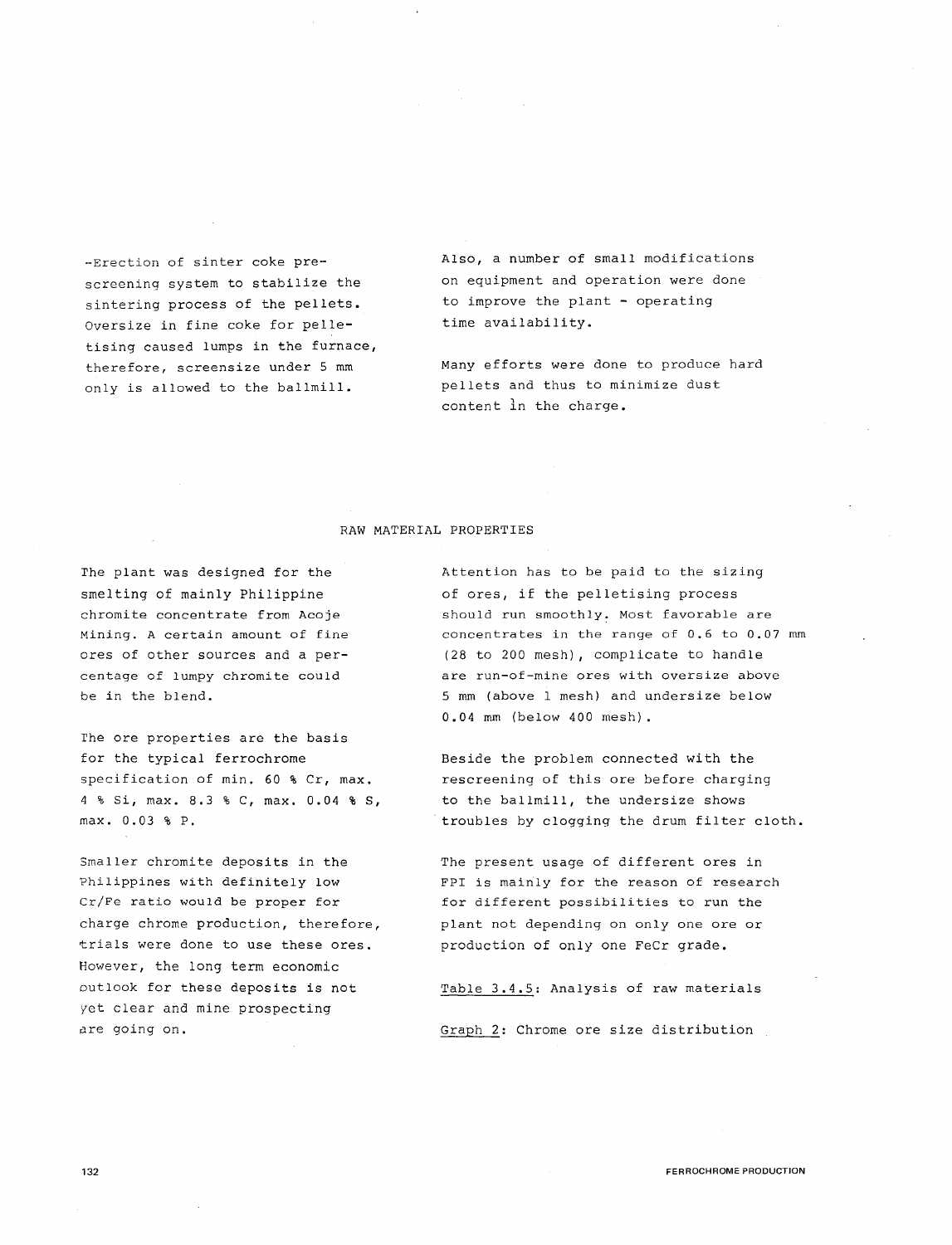-Erection of sinter coke pre-screening system to stabilize the sintering process of the pellets. Oversize in fine coke for pelletising caused lumps in the furnace, therefore, screensize under 5 mm only is allowed to the ballmill.

Also, a number of small modifications on equipment and operation were done to improve the plant - operating time availability.

Many efforts were done to produce hard pellets and thus to minimize dust content in the charge.

## RAW MATERIAL PROPERTIES

The plant was designed for the smelting of mainly Philippine chromite concentrate from Acoje Mining. A certain amount of fine ores of other sources and a percentage of lumpy chromite could be in the blend.

The ore properties are the basis for the typical ferrochrome specification of min. 60 % Cr, max. 4 % Si, max. 8.3 % C, max. 0.04 % S, max. 0.03 % P.

Smaller chromite deposits in the Philippines with definitely low Cr/Fe ratio would be proper for charge chrome production, therefore, trials were done to use these ores. However, the long term economic outlook for these deposits is not yet clear and mine prospecting are going on.

Attention has to be paid to the sizing of ores, if the pelletising process should run smoothly. Most favorable are concentrates in the range of 0.6 to 0.07 mm (28 to 200 mesh), complicate to handle are run-of-mine ores with oversize above 5 mm (above 1 mesh) and undersize below 0.04 mm (below 400 mesh).

Beside the problem connected with the rescreening of this ore before charging to the ballmill, the undersize shows troubles by clogging the drum filter cloth.

The present usage of different ores in FPI is mainly for the reason of research for different possibilities to run the plant not depending on only one ore or production of only one FeCr grade.

Table 3.4.5: Analysis of raw materials

Graph 2: Chrome ore size distribution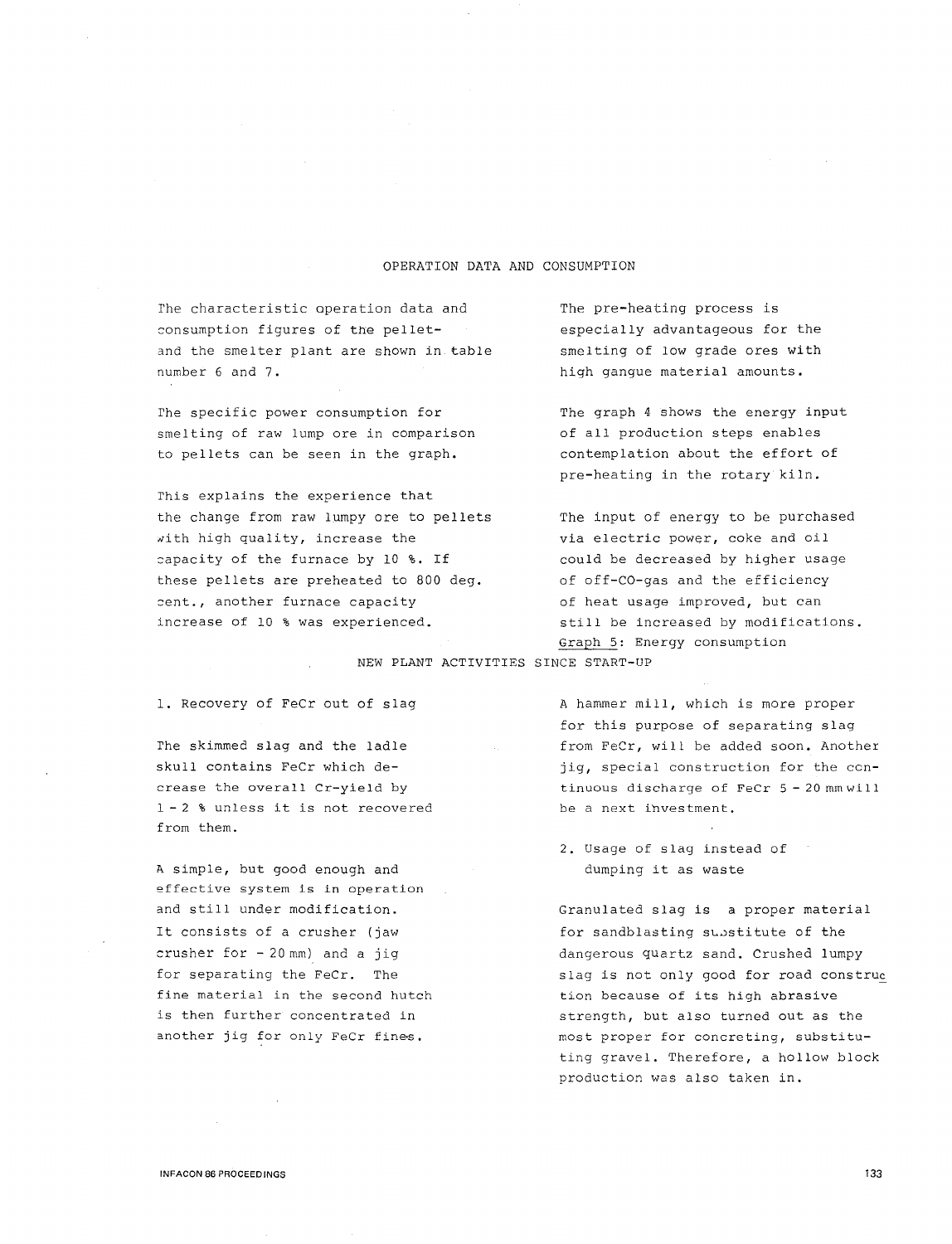## OPERATION DATA AND CONSUMPTION

The characteristic operation data and consumption figures of the pellet- and the smelter plant are shown in table number 6 and 7.

The specific power consumption for smelting of raw lump ore in comparison to pellets can be seen in the graph.

This explains the experience that the change from raw lumpy ore to pellets with high quality, increase the capacity of the furnace by 10 %. If these pellets are preheated to 800 deg. cent., another furnace capacity increase of 10 % was experienced.

The pre-heating process is especially advantageous for the smelting of low grade ores with high gangue material amounts.

The graph 4 shows the energy input of all production steps enables contemplation about the effort of pre-heating in the rotary kiln.

The input of energy to be purchased via electric power, coke and oil could be decreased by higher usage of off-CO-gas and the efficiency of heat usage improved, but can still be increased by modifications.

Graph 5: Energy consumption

## NEW PLANT ACTIVITIES SINCE START-UP

1. Recovery of FeCr out of slag

The skimmed slag and the ladle skull contains FeCr which decrease the overall Cr-yield by 1 - 2 % unless it is not recovered from them.

A simple, but good enough and effective system is in operation and still under modification. It consists of a crusher (jaw crusher for - 20 mm) and a jig for separating the FeCr. The fine material in the second hutch is then further concentrated in another jig for only FeCr fines.

A hammer mill, which is more proper for this purpose of separating slag from FeCr, will be added soon. Another jig, special construction for the continuous discharge of FeCr 5 - 20 mm will be a next investment.

2. Usage of slag instead of dumping it as waste

Granulated slag is a proper material for sandblasting substitute of the dangerous quartz sand. Crushed lumpy slag is not only good for road construction because of its high abrasive strength, but also turned out as the most proper for concreting, substituting gravel. Therefore, a hollow block production was also taken in.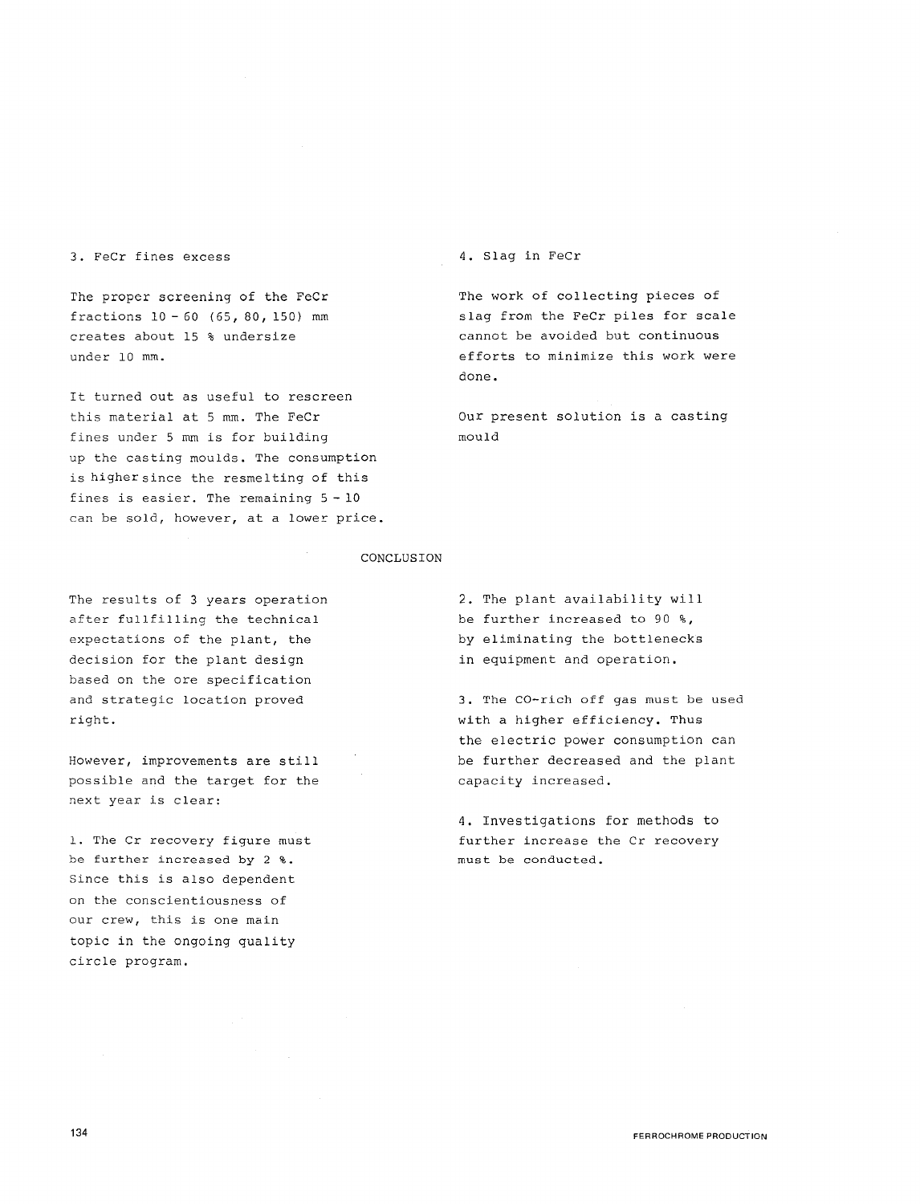### 3. FeCr fines excess

The proper screening of the FeCr fractions 10 - 60 (65, 80, 150) mm creates about 15 % undersize under 10 mm.

It turned out as useful to rescreen this material at 5 mm. The FeCr fines under 5 mm is for building up the casting moulds. The consumption is higher since the resmelting of this fines is easier. The remaining 5 - 10 can be sold, however, at a lower price.

### 4. Slag in FeCr

The work of collecting pieces of slag from the FeCr piles for scale cannot be avoided but continuous efforts to minimize this work were done.

Our present solution is a casting mould

## CONCLUSION

The results of 3 years operation after fullfilling the technical expectations of the plant, the decision for the plant design based on the ore specification and strategic location proved right.

However, improvements are still possible and the target for the next year is clear:

1. The Cr recovery figure must be further increased by 2 %. Since this is also dependent on the conscientiousness of our crew, this is one main topic in the ongoing quality circle program.

2. The plant availability will be further increased to 90 %, by eliminating the bottlenecks in equipment and operation.

3. The CO-rich off gas must be used with a higher efficiency. Thus the electric power consumption can be further decreased and the plant capacity increased.

4. Investigations for methods to further increase the Cr recovery must be conducted.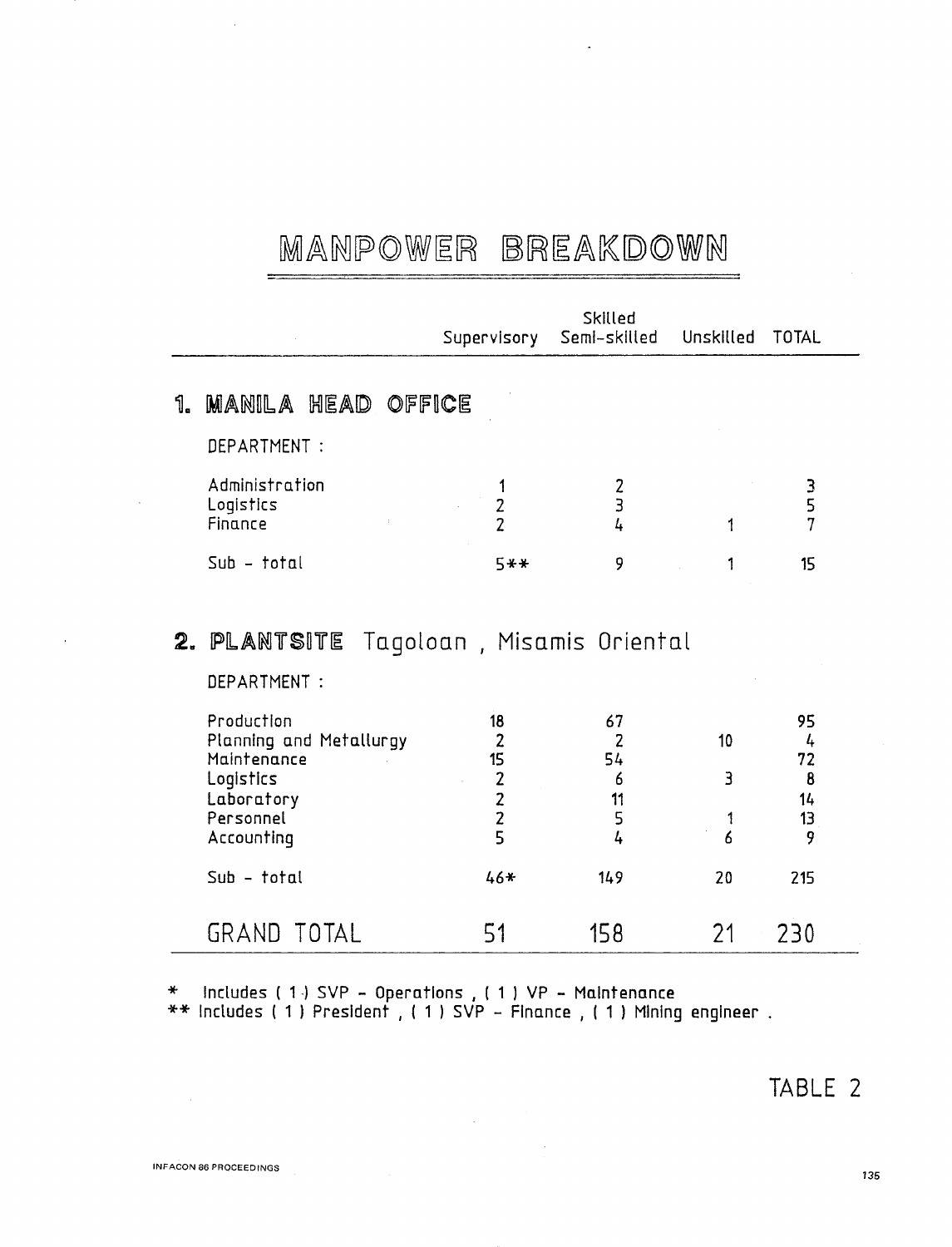# MANPOWER BREAKDOWN

| | Supervisory | Skilled Semi-skilled | Unskilled | TOTAL |
|---|---|---|---|---|
| **1. MANILA HEAD OFFICE** | | | | |
| DEPARTMENT : | | | | |
| Administration | 1 | 2 | | 3 |
| Logistics | 2 | 3 | | 5 |
| Finance | 2 | 4 | 1 | 7 |
| Sub - total | 5** | 9 | 1 | 15 |
| **2. PLANTSITE** Tagoloan , Misamis Oriental | | | | |
| DEPARTMENT : | | | | |
| Production | 18 | 67 | | 95 |
| Planning and Metallurgy | 2 | 2 | 10 | 4 |
| Maintenance | 15 | 54 | | 72 |
| Logistics | 2 | 6 | 3 | 8 |
| Laboratory | 2 | 11 | | 14 |
| Personnel | 2 | 5 | 1 | 13 |
| Accounting | 5 | 4 | 6 | 9 |
| Sub - total | 46* | 149 | 20 | 215 |
| GRAND TOTAL | 51 | 158 | 21 | 230 |

\* Includes ( 1 ) SVP - Operations , ( 1 ) VP - Maintenance

\*\* Includes ( 1 ) President , ( 1 ) SVP - Finance , ( 1 ) Mining engineer .

TABLE 2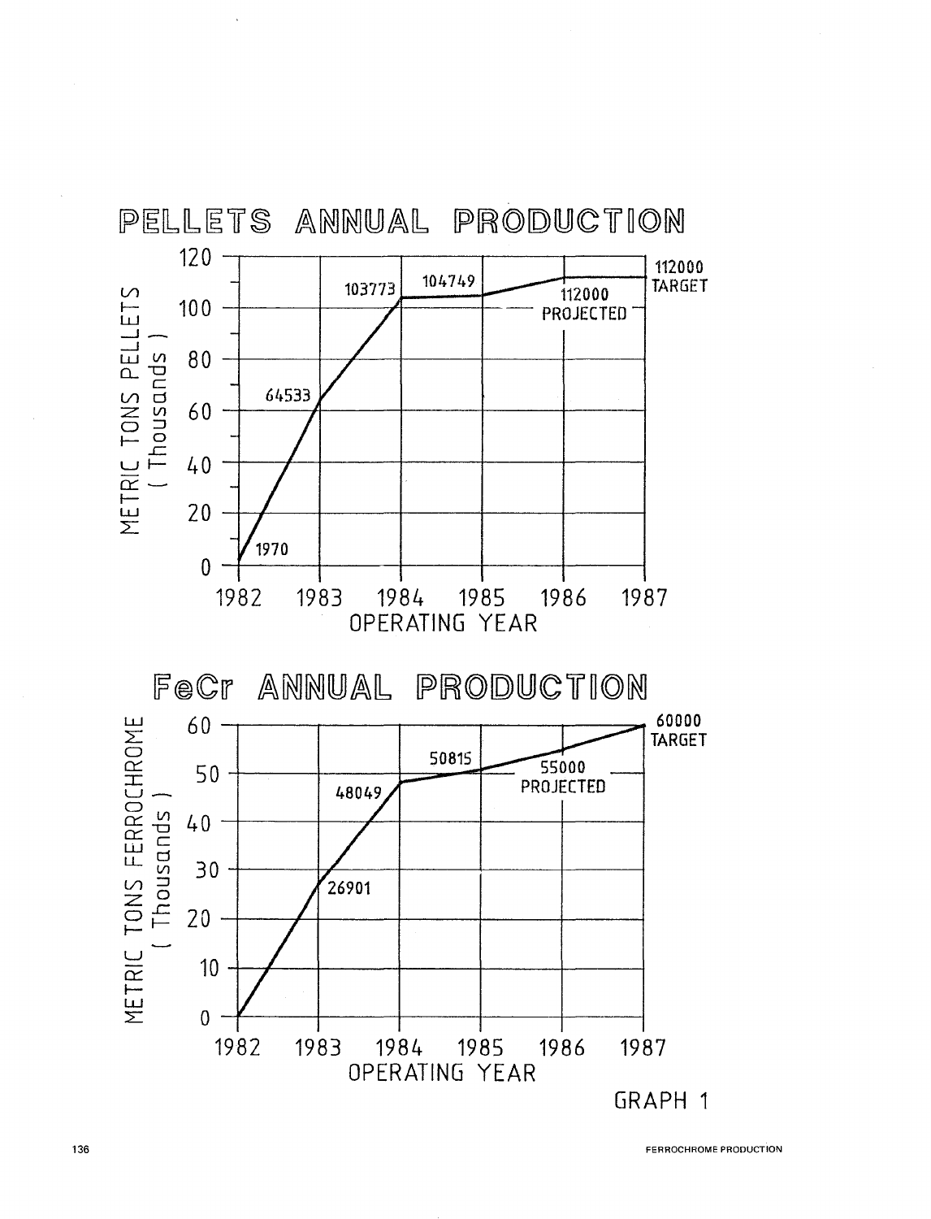# PELLETS ANNUAL PRODUCTION

| Operating Year | Metric Tons Pellets |
|---|---|
| 1982 | 1970 |
| 1983 | 64533 |
| 1984 | 103773 |
| 1985 | 104749 |
| 1986 | 112000 PROJECTED |
| 1987 | 112000 TARGET |

# FeCr ANNUAL PRODUCTION

| Operating Year | Metric Tons Ferrochrome |
|---|---|
| 1983 | 26901 |
| 1984 | 48049 |
| 1985 | 50815 |
| 1986 | 55000 PROJECTED |
| 1987 | 60000 TARGET |

GRAPH 1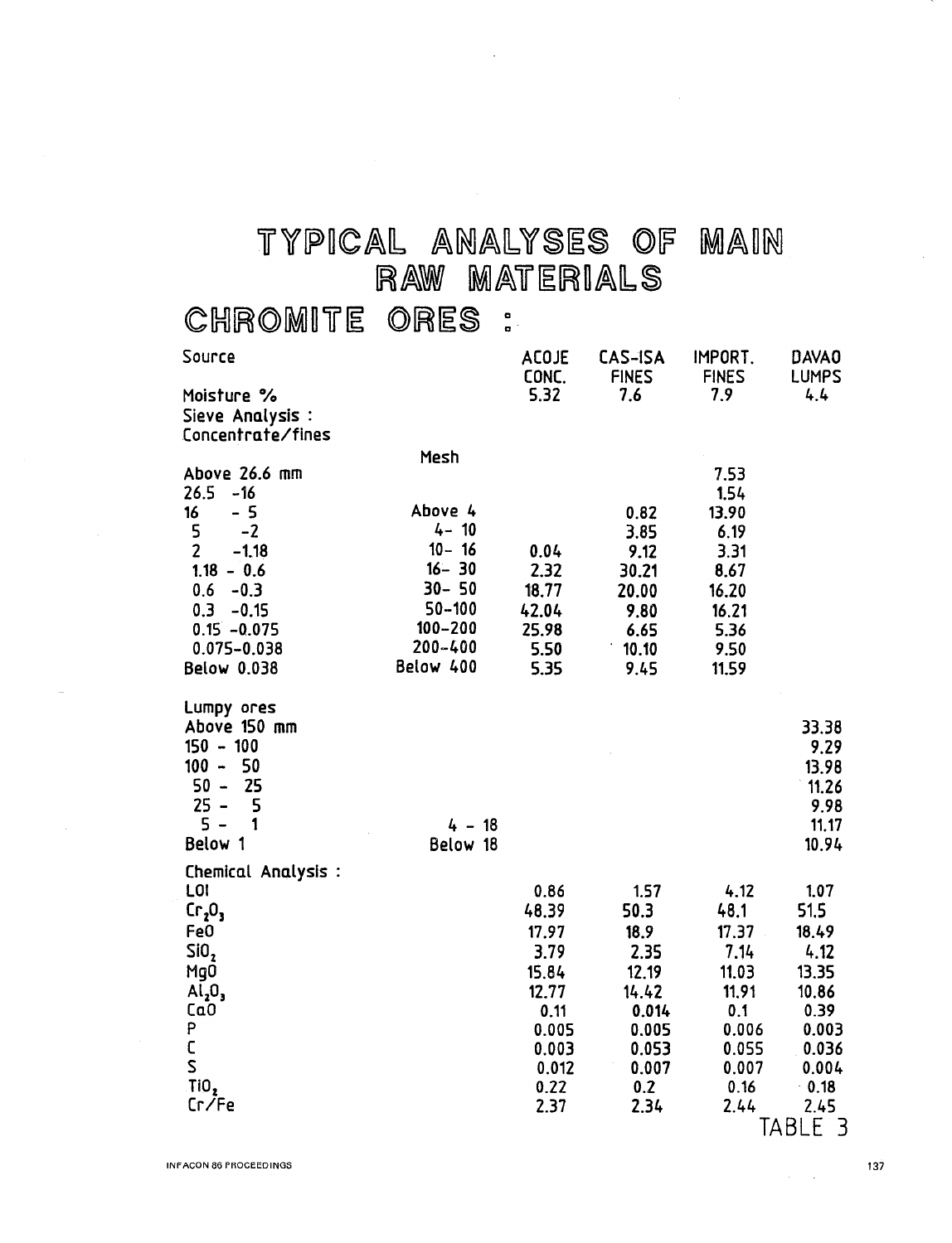# TYPICAL ANALYSES OF MAIN RAW MATERIALS

## CHROMITE ORES :

| Source | | ACOJE CONC. | CAS-ISA FINES | IMPORT. FINES | DAVAO LUMPS |
|---|---|---|---|---|---|
| Moisture % | | 5.32 | 7.6 | 7.9 | 4.4 |
| Sieve Analysis : | | | | | |
| Concentrate/fines | | | | | |
| | Mesh | | | | |
| Above 26.6 mm | | | | 7.53 | |
| 26.5 -16 | | | | 1.54 | |
| 16 - 5 | Above 4 | | 0.82 | 13.90 | |
| 5 -2 | 4- 10 | | 3.85 | 6.19 | |
| 2 -1.18 | 10- 16 | 0.04 | 9.12 | 3.31 | |
| 1.18 - 0.6 | 16- 30 | 2.32 | 30.21 | 8.67 | |
| 0.6 -0.3 | 30- 50 | 18.77 | 20.00 | 16.20 | |
| 0.3 -0.15 | 50-100 | 42.04 | 9.80 | 16.21 | |
| 0.15 -0.075 | 100-200 | 25.98 | 6.65 | 5.36 | |
| 0.075-0.038 | 200-400 | 5.50 | 10.10 | 9.50 | |
| Below 0.038 | Below 400 | 5.35 | 9.45 | 11.59 | |
| Lumpy ores | | | | | |
| Above 150 mm | | | | | 33.38 |
| 150 - 100 | | | | | 9.29 |
| 100 - 50 | | | | | 13.98 |
| 50 - 25 | | | | | 11.26 |
| 25 - 5 | | | | | 9.98 |
| 5 - 1 | 4 - 18 | | | | 11.17 |
| Below 1 | Below 18 | | | | 10.94 |
| Chemical Analysis : | | | | | |
| LOI | | 0.86 | 1.57 | 4.12 | 1.07 |
| $Cr_2O_3$ | | 48.39 | 50.3 | 48.1 | 51.5 |
| FeO | | 17.97 | 18.9 | 17.37 | 18.49 |
| $SiO_2$ | | 3.79 | 2.35 | 7.14 | 4.12 |
| MgO | | 15.84 | 12.19 | 11.03 | 13.35 |
| $Al_2O_3$ | | 12.77 | 14.42 | 11.91 | 10.86 |
| CaO | | 0.11 | 0.014 | 0.1 | 0.39 |
| P | | 0.005 | 0.005 | 0.006 | 0.003 |
| C | | 0.003 | 0.053 | 0.055 | 0.036 |
| S | | 0.012 | 0.007 | 0.007 | 0.004 |
| $TiO_2$ | | 0.22 | 0.2 | 0.16 | 0.18 |
| Cr/Fe | | 2.37 | 2.34 | 2.44 | 2.45 |

TABLE 3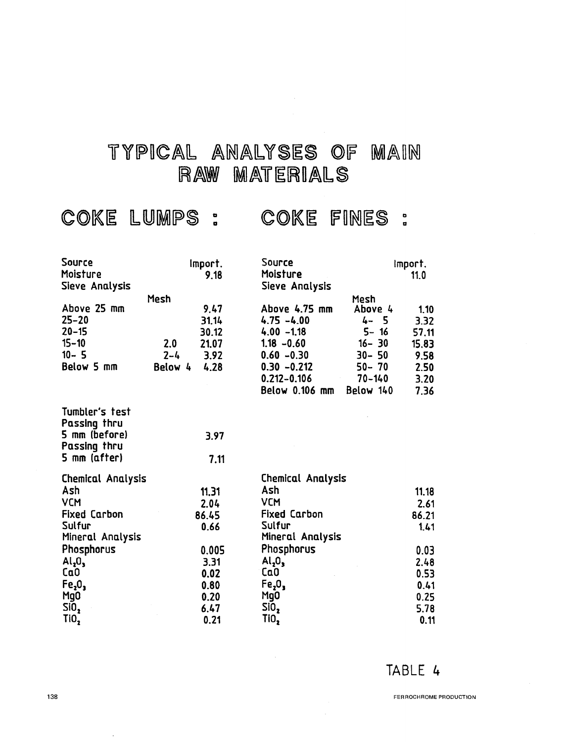# TYPICAL ANALYSES OF MAIN RAW MATERIALS

## COKE LUMPS :

| | Mesh | |
|---|---|---|
| Source | | Import. |
| Moisture | | 9.18 |
| Sieve Analysis | | |
| Above 25 mm | | 9.47 |
| 25–20 | | 31.14 |
| 20–15 | | 30.12 |
| 15–10 | 2.0 | 21.07 |
| 10– 5 | 2–4 | 3.92 |
| Below 5 mm | Below 4 | 4.28 |

| | |
|---|---|
| Tumbler's test | |
| Passing thru 5 mm (before) | 3.97 |
| Passing thru 5 mm (after) | 7.11 |
| Chemical Analysis | |
| Ash | 11.31 |
| VCM | 2.04 |
| Fixed Carbon | 86.45 |
| Sulfur | 0.66 |
| Mineral Analysis | |
| Phosphorus | 0.005 |
| $Al_2O_3$ | 3.31 |
| CaO | 0.02 |
| $Fe_2O_3$ | 0.80 |
| MgO | 0.20 |
| $SiO_2$ | 6.47 |
| $TiO_2$ | 0.21 |

## COKE FINES :

| | Mesh | |
|---|---|---|
| Source | | Import. |
| Moisture | | 11.0 |
| Sieve Analysis | | |
| Above 4.75 mm | Above 4 | 1.10 |
| 4.75 -4.00 | 4- 5 | 3.32 |
| 4.00 -1.18 | 5- 16 | 57.11 |
| 1.18 -0.60 | 16- 30 | 15.83 |
| 0.60 -0.30 | 30- 50 | 9.58 |
| 0.30 -0.212 | 50- 70 | 2.50 |
| 0.212-0.106 | 70-140 | 3.20 |
| Below 0.106 mm | Below 140 | 7.36 |

| | |
|---|---|
| Chemical Analysis | |
| Ash | 11.18 |
| VCM | 2.61 |
| Fixed Carbon | 86.21 |
| Sulfur | 1.41 |
| Mineral Analysis | |
| Phosphorus | 0.03 |
| $Al_2O_3$ | 2.48 |
| CaO | 0.53 |
| $Fe_2O_3$ | 0.41 |
| MgO | 0.25 |
| $SiO_2$ | 5.78 |
| $TiO_2$ | 0.11 |

TABLE 4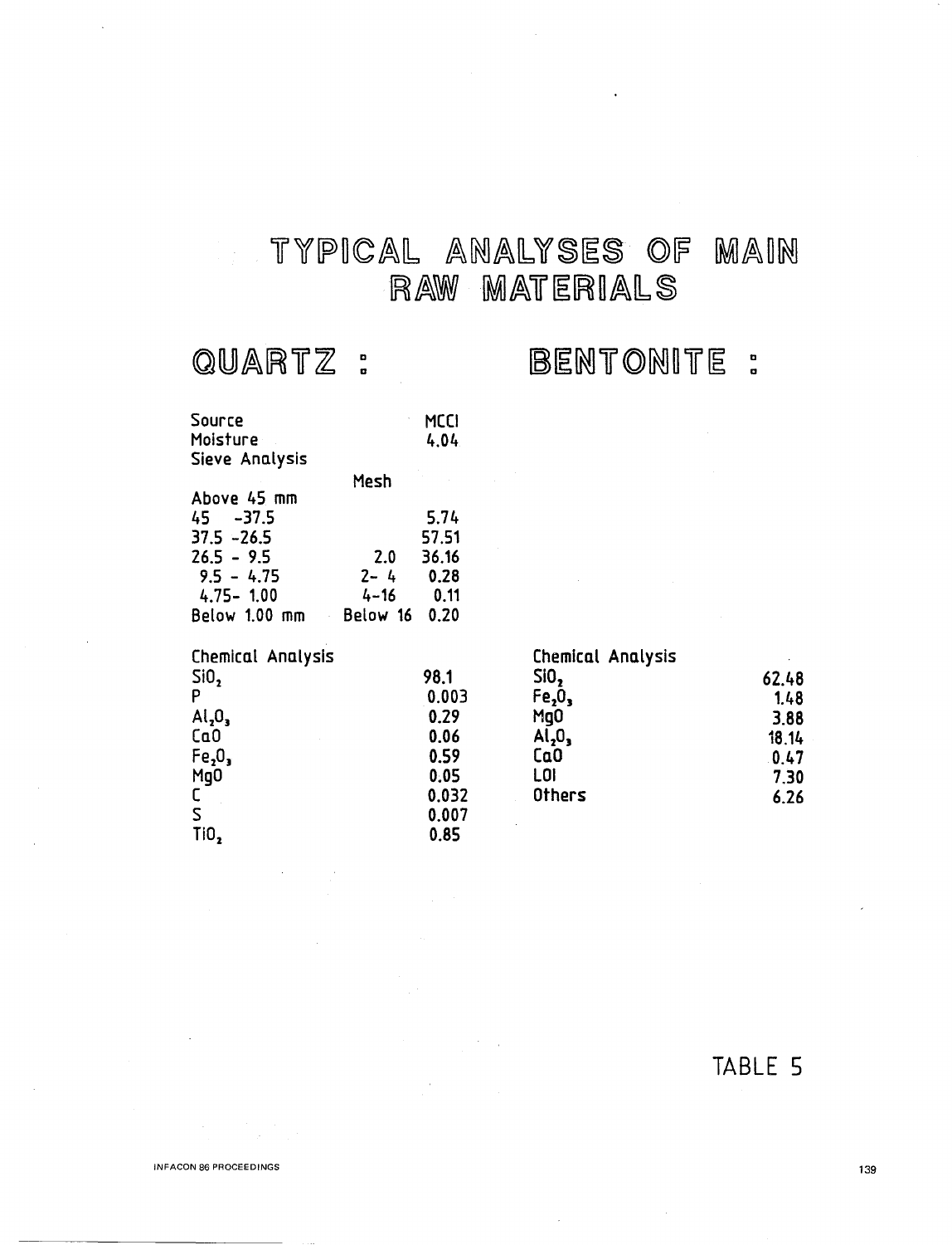# TYPICAL ANALYSES OF MAIN RAW MATERIALS

## QUARTZ :

| Source | | MCCI |
|---|---|---|
| Moisture | | 4.04 |
| Sieve Analysis | | |
| | Mesh | |
| Above 45 mm | | |
| 45 -37.5 | | 5.74 |
| 37.5 -26.5 | | 57.51 |
| 26.5 - 9.5 | 2.0 | 36.16 |
| 9.5 - 4.75 | 2- 4 | 0.28 |
| 4.75- 1.00 | 4-16 | 0.11 |
| Below 1.00 mm | Below 16 | 0.20 |

| Chemical Analysis | |
|---|---|
| $SiO_2$ | 98.1 |
| P | 0.003 |
| $Al_2O_3$ | 0.29 |
| CaO | 0.06 |
| $Fe_2O_3$ | 0.59 |
| MgO | 0.05 |
| C | 0.032 |
| S | 0.007 |
| $TiO_2$ | 0.85 |

## BENTONITE :

| Chemical Analysis | |
|---|---|
| $SiO_2$ | 62.48 |
| $Fe_2O_3$ | 1.48 |
| MgO | 3.88 |
| $Al_2O_3$ | 18.14 |
| CaO | 0.47 |
| LOI | 7.30 |
| Others | 6.26 |

TABLE 5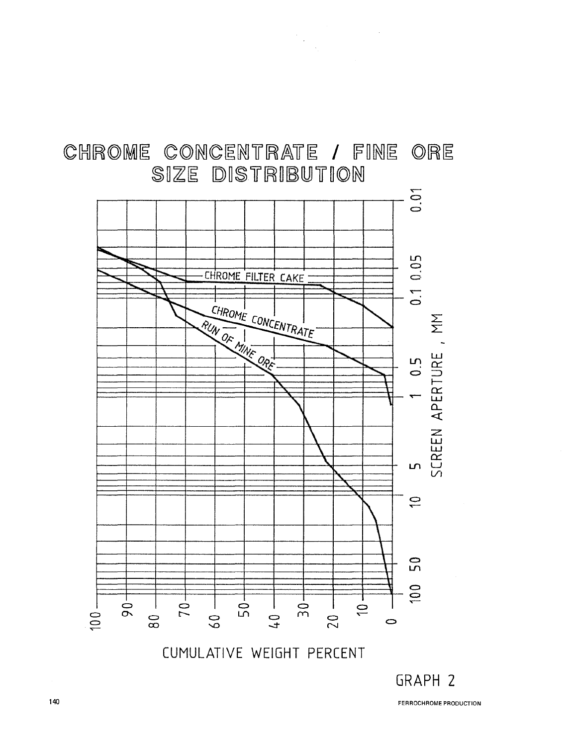# CHROME CONCENTRATE / FINE ORE SIZE DISTRIBUTION

CHROME FILTER CAKE

CHROME CONCENTRATE

RUN OF MINE ORE

SCREEN APERTURE , MM

0.01

0.05

0.1

0.5

1

5

10

50

100

100 90 80 70 60 50 40 30 20 10 0

CUMULATIVE WEIGHT PERCENT

GRAPH 2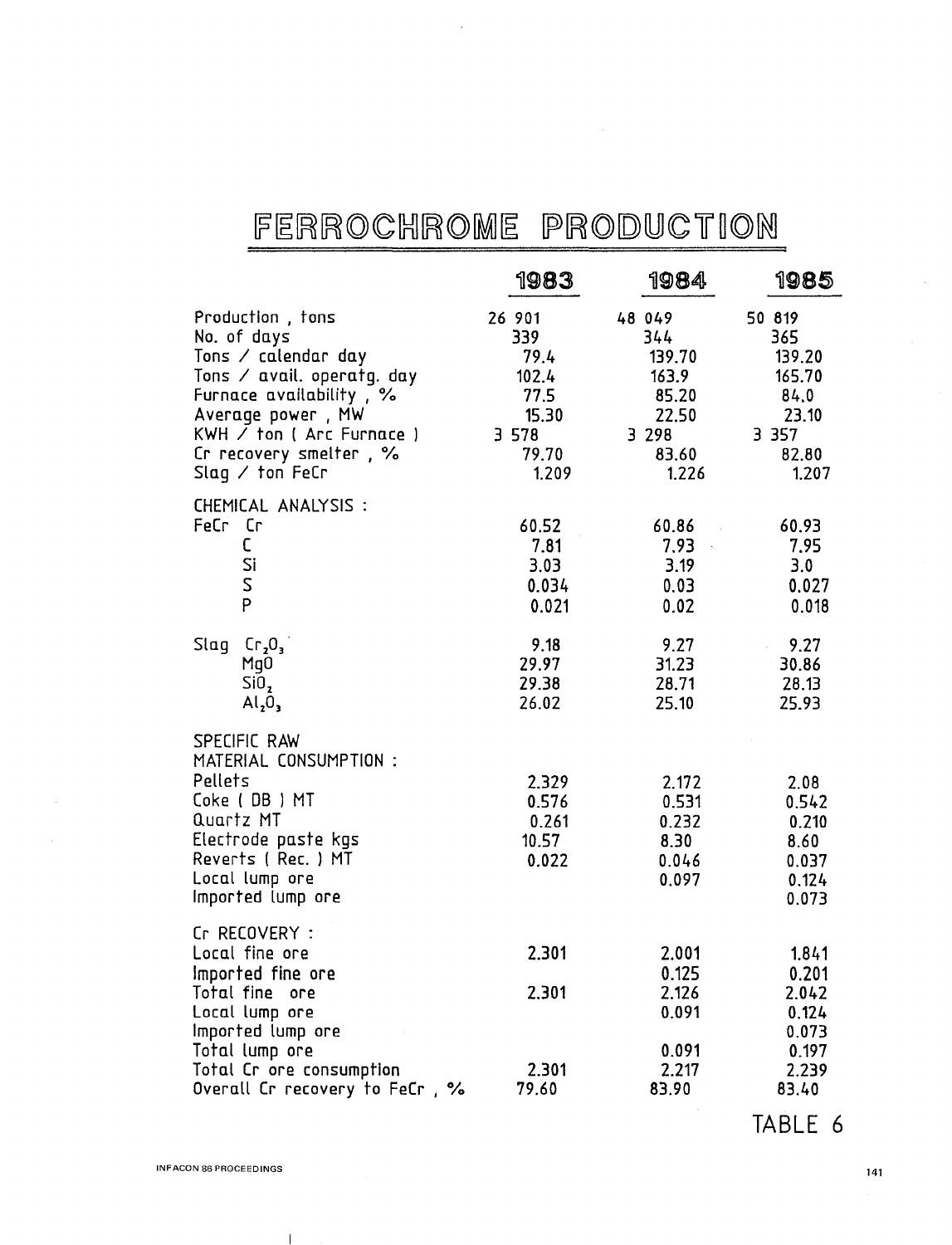# FERROCHROME PRODUCTION

| | 1983 | 1984 | 1985 |
|---|---|---|---|
| Production , tons | 26 901 | 48 049 | 50 819 |
| No. of days | 339 | 344 | 365 |
| Tons / calendar day | 79.4 | 139.70 | 139.20 |
| Tons / avail. operatg. day | 102.4 | 163.9 | 165.70 |
| Furnace availability , % | 77.5 | 85.20 | 84.0 |
| Average power , MW | 15.30 | 22.50 | 23.10 |
| KWH / ton ( Arc Furnace ) | 3 578 | 3 298 | 3 357 |
| Cr recovery smelter , % | 79.70 | 83.60 | 82.80 |
| Slag / ton FeCr | 1.209 | 1.226 | 1.207 |
| CHEMICAL ANALYSIS : | | | |
| FeCr Cr | 60.52 | 60.86 | 60.93 |
| C | 7.81 | 7.93 | 7.95 |
| Si | 3.03 | 3.19 | 3.0 |
| S | 0.034 | 0.03 | 0.027 |
| P | 0.021 | 0.02 | 0.018 |
| Slag $Cr_2O_3$ | 9.18 | 9.27 | 9.27 |
| $MgO$ | 29.97 | 31.23 | 30.86 |
| $SiO_2$ | 29.38 | 28.71 | 28.13 |
| $Al_2O_3$ | 26.02 | 25.10 | 25.93 |
| SPECIFIC RAW MATERIAL CONSUMPTION : | | | |
| Pellets | 2.329 | 2.172 | 2.08 |
| Coke ( DB ) MT | 0.576 | 0.531 | 0.542 |
| Quartz MT | 0.261 | 0.232 | 0.210 |
| Electrode paste kgs | 10.57 | 8.30 | 8.60 |
| Reverts ( Rec. ) MT | 0.022 | 0.046 | 0.037 |
| Local lump ore | | 0.097 | 0.124 |
| Imported lump ore | | | 0.073 |
| Cr RECOVERY : | | | |
| Local fine ore | 2.301 | 2.001 | 1.841 |
| Imported fine ore | | 0.125 | 0.201 |
| Total fine ore | 2.301 | 2.126 | 2.042 |
| Local lump ore | | 0.091 | 0.124 |
| Imported lump ore | | | 0.073 |
| Total lump ore | | 0.091 | 0.197 |
| Total Cr ore consumption | 2.301 | 2.217 | 2.239 |
| Overall Cr recovery to FeCr , % | 79.60 | 83.90 | 83.40 |

TABLE 6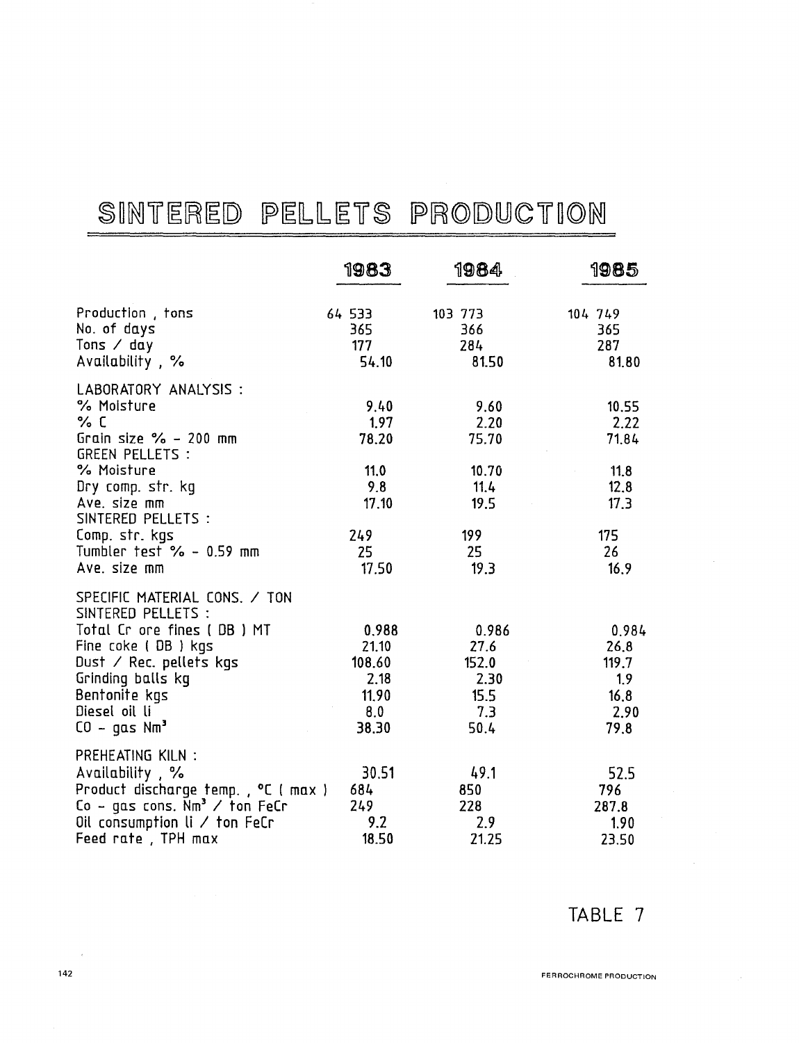# SINTERED PELLETS PRODUCTION

| | 1983 | 1984 | 1985 |
|---|---|---|---|
| Production , tons | 64 533 | 103 773 | 104 749 |
| No. of days | 365 | 366 | 365 |
| Tons / day | 177 | 284 | 287 |
| Availability , % | 54.10 | 81.50 | 81.80 |
| LABORATORY ANALYSIS : | | | |
| % Moisture | 9.40 | 9.60 | 10.55 |
| % C | 1.97 | 2.20 | 2.22 |
| Grain size % - 200 mm | 78.20 | 75.70 | 71.84 |
| GREEN PELLETS : | | | |
| % Moisture | 11.0 | 10.70 | 11.8 |
| Dry comp. str. kg | 9.8 | 11.4 | 12.8 |
| Ave. size mm | 17.10 | 19.5 | 17.3 |
| SINTERED PELLETS : | | | |
| Comp. str. kgs | 249 | 199 | 175 |
| Tumbler test % - 0.59 mm | 25 | 25 | 26 |
| Ave. size mm | 17.50 | 19.3 | 16.9 |
| SPECIFIC MATERIAL CONS. / TON SINTERED PELLETS : | | | |
| Total Cr ore fines ( DB ) MT | 0.988 | 0.986 | 0.984 |
| Fine coke ( DB ) kgs | 21.10 | 27.6 | 26.8 |
| Dust / Rec. pellets kgs | 108.60 | 152.0 | 119.7 |
| Grinding balls kg | 2.18 | 2.30 | 1.9 |
| Bentonite kgs | 11.90 | 15.5 | 16.8 |
| Diesel oil li | 8.0 | 7.3 | 2.90 |
| CO - gas $Nm^3$ | 38.30 | 50.4 | 79.8 |
| PREHEATING KILN : | | | |
| Availability , % | 30.51 | 49.1 | 52.5 |
| Product discharge temp. , °C ( max ) | 684 | 850 | 796 |
| Co - gas cons. $Nm^3$ / ton FeCr | 249 | 228 | 287.8 |
| Oil consumption li / ton FeCr | 9.2 | 2.9 | 1.90 |
| Feed rate , TPH max | 18.50 | 21.25 | 23.50 |

TABLE 7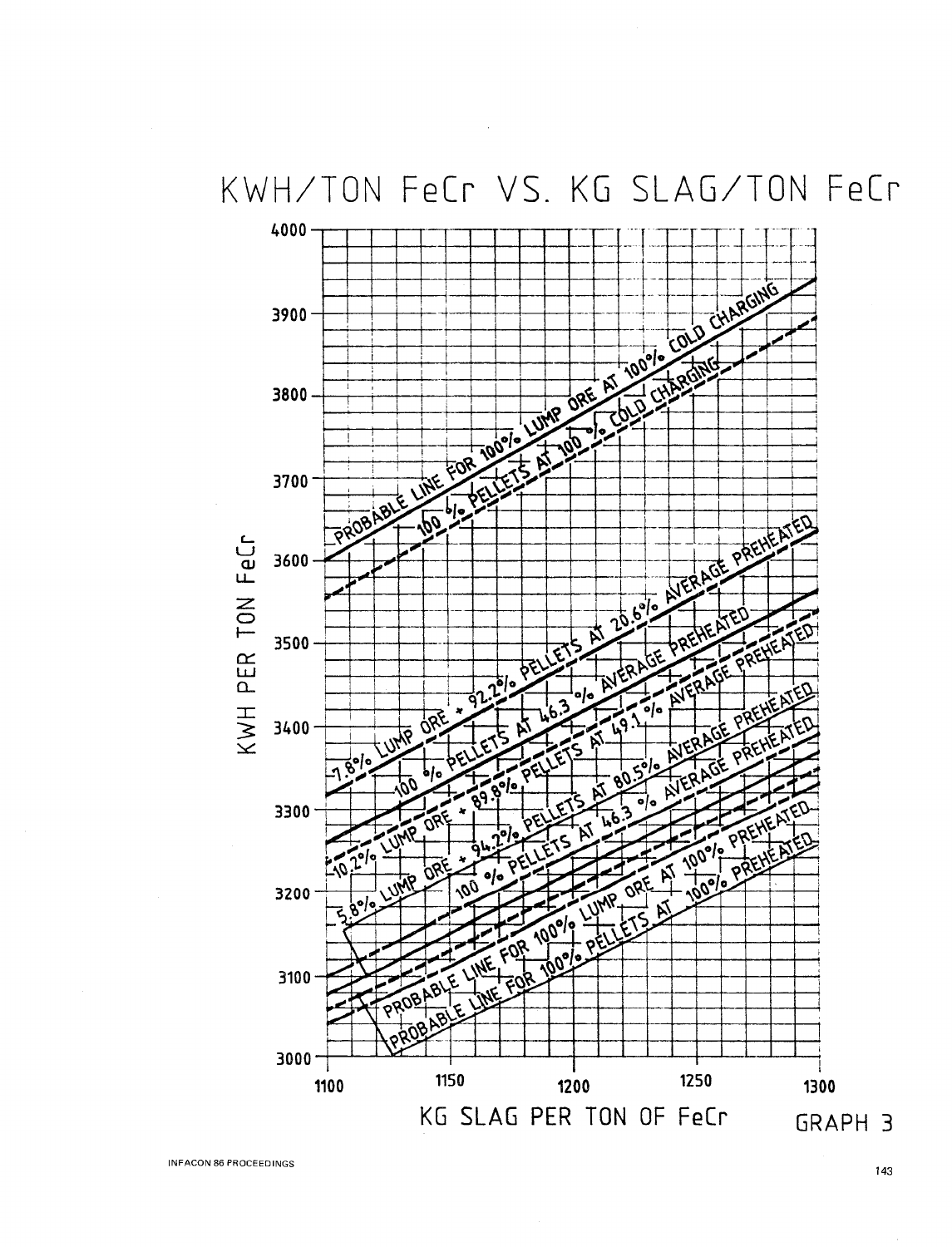# KWH/TON FeCr VS. KG SLAG/TON FeCr

KWH PER TON FeCr

4000
3900
3800
3700
3600
3500
3400
3300
3200
3100
3000

1100 1150 1200 1250 1300

KG SLAG PER TON OF FeCr

PROBABLE LINE FOR 100% LUMP ORE AT 100% COLD CHARGING

100 % PELLETS AT 100 % COLD CHARGING

7.8% LUMP ORE + 92.2% PELLETS AT 20.6% AVERAGE PREHEATED

100 % PELLETS AT 46.3 % AVERAGE PREHEATED

10.2% LUMP ORE + 89.8% PELLETS AT 49.1 % AVERAGE PREHEATED

5.8% LUMP ORE + 94.2% PELLETS AT 80.5% AVERAGE PREHEATED

100 % PELLETS AT 46.3 % AVERAGE PREHEATED

PROBABLE LINE FOR 100% LUMP ORE AT 100% PREHEATED

PROBABLE LINE FOR 100% PELLETS AT 100% PREHEATED

GRAPH 3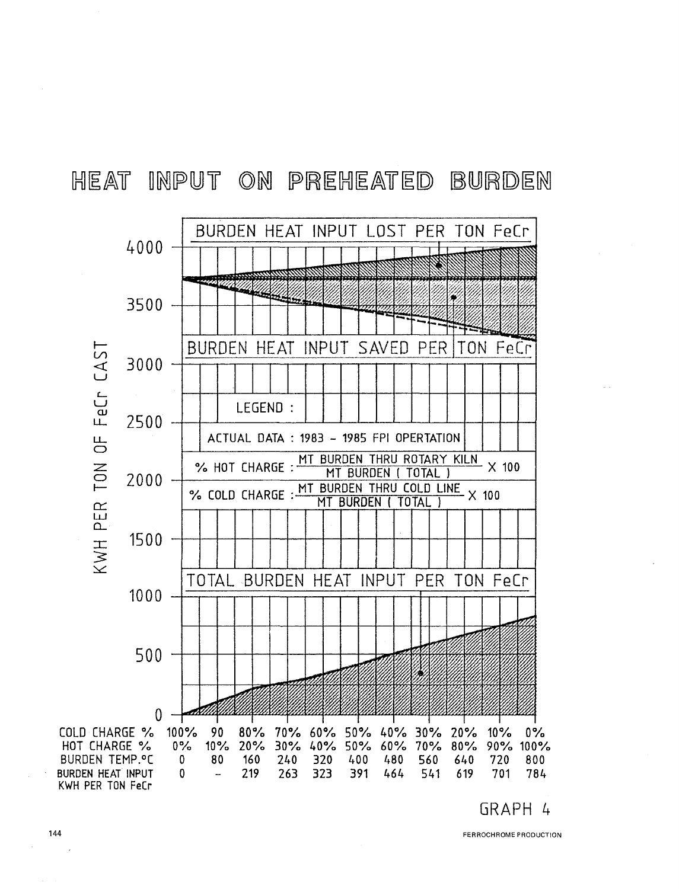# HEAT INPUT ON PREHEATED BURDEN

BURDEN HEAT INPUT LOST PER TON FeCr

BURDEN HEAT INPUT SAVED PER TON FeCr

LEGEND :

ACTUAL DATA : 1983 – 1985 FPI OPERTATION

$$\% \text{ HOT CHARGE} : \frac{\text{MT BURDEN THRU ROTARY KILN}}{\text{MT BURDEN ( TOTAL )}} \times 100$$

$$\% \text{ COLD CHARGE} : \frac{\text{MT BURDEN THRU COLD LINE}}{\text{MT BURDEN ( TOTAL )}} \times 100$$

TOTAL BURDEN HEAT INPUT PER TON FeCr

KWH PER TON OF FeCr CAST

| COLD CHARGE % | 100% | 90 | 80% | 70% | 60% | 50% | 40% | 30% | 20% | 10% | 0% |
|---|---|---|---|---|---|---|---|---|---|---|---|
| HOT CHARGE % | 0% | 10% | 20% | 30% | 40% | 50% | 60% | 70% | 80% | 90% | 100% |
| BURDEN TEMP.°C | 0 | 80 | 160 | 240 | 320 | 400 | 480 | 560 | 640 | 720 | 800 |
| BURDEN HEAT INPUT KWH PER TON FeCr | 0 | – | 219 | 263 | 323 | 391 | 464 | 541 | 619 | 701 | 784 |

GRAPH 4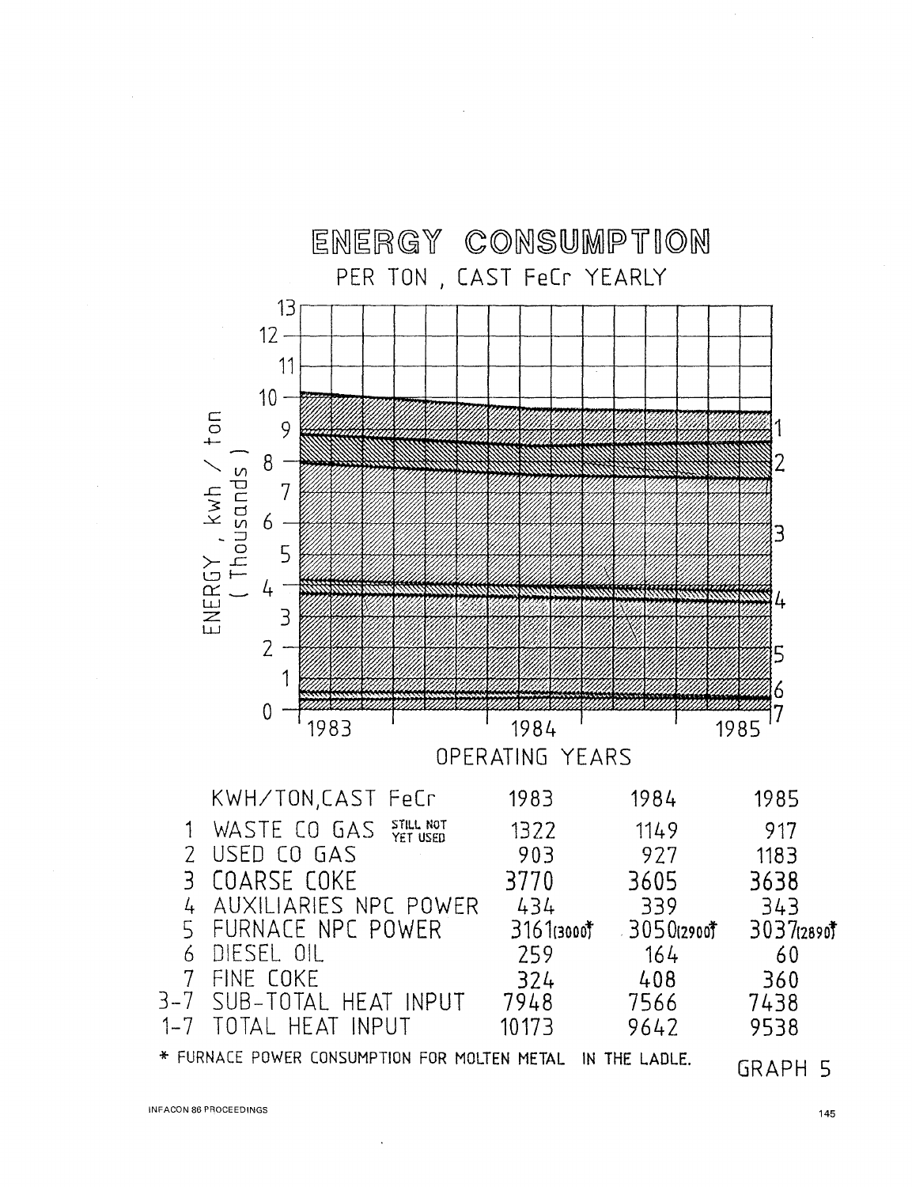# ENERGY CONSUMPTION

PER TON , CAST FeCr YEARLY

ENERGY , kwh / ton ( Thousands )

0 1 2 3 4 5 6 7 8 9 10 11 12 13

1983 1984 1985

OPERATING YEARS

1 2 3 4 5 6 7

| KWH/TON,CAST FeCr | | 1983 | 1984 | 1985 |
|---|---|---|---|---|
| 1 | WASTE CO GAS STILL NOT YET USED | 1322 | 1149 | 917 |
| 2 | USED CO GAS | 903 | 927 | 1183 |
| 3 | COARSE COKE | 3770 | 3605 | 3638 |
| 4 | AUXILIARIES NPC POWER | 434 | 339 | 343 |
| 5 | FURNACE NPC POWER | 3161(3000)* | 3050(2900)* | 3037(2890)* |
| 6 | DIESEL OIL | 259 | 164 | 60 |
| 7 | FINE COKE | 324 | 408 | 360 |
| 3-7 | SUB-TOTAL HEAT INPUT | 7948 | 7566 | 7438 |
| 1-7 | TOTAL HEAT INPUT | 10173 | 9642 | 9538 |

* FURNACE POWER CONSUMPTION FOR MOLTEN METAL IN THE LADLE.

GRAPH 5